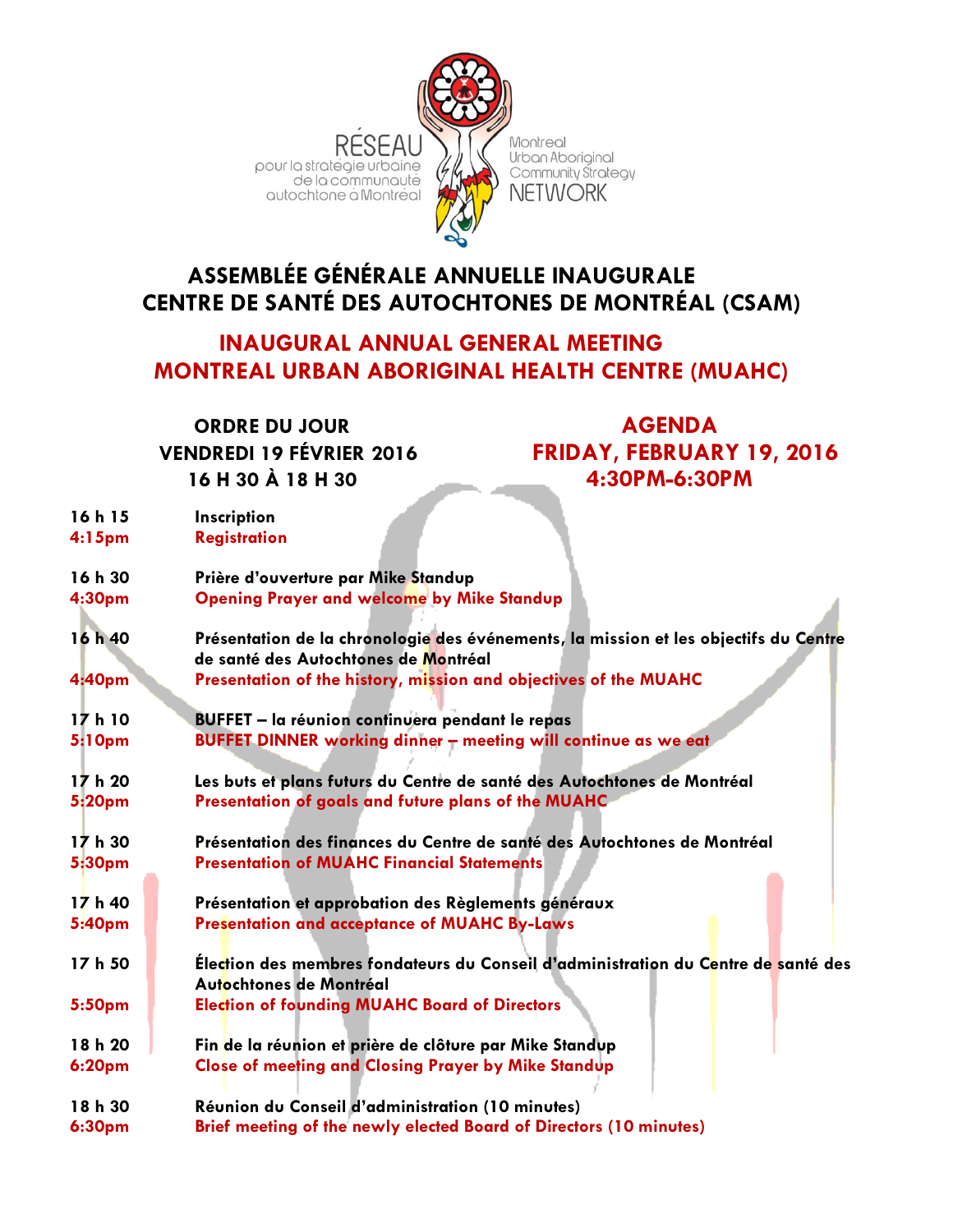RÉSEAU pour la stratégie urbaine de la communauté autochtone à Montréal

Montreal Urban Aboriginal Community Strategy NETWORK

# ASSEMBLÉE GÉNÉRALE ANNUELLE INAUGURALE
# CENTRE DE SANTÉ DES AUTOCHTONES DE MONTRÉAL (CSAM)

# INAUGURAL ANNUAL GENERAL MEETING
# MONTREAL URBAN ABORIGINAL HEALTH CENTRE (MUAHC)

**ORDRE DU JOUR**
**VENDREDI 19 FÉVRIER 2016**
**16 H 30 À 18 H 30**

**AGENDA**
**FRIDAY, FEBRUARY 19, 2016**
**4:30PM-6:30PM**

| | |
|---|---|
| **16 h 15**<br>**4:15pm** | **Inscription**<br>**Registration** |
| **16 h 30**<br>**4:30pm** | **Prière d'ouverture par Mike Standup**<br>**Opening Prayer and welcome by Mike Standup** |
| **16 h 40**<br>**4:40pm** | **Présentation de la chronologie des événements, la mission et les objectifs du Centre de santé des Autochtones de Montréal**<br>**Presentation of the history, mission and objectives of the MUAHC** |
| **17 h 10**<br>**5:10pm** | **BUFFET – la réunion continuera pendant le repas**<br>**BUFFET DINNER working dinner – meeting will continue as we eat** |
| **17 h 20**<br>**5:20pm** | **Les buts et plans futurs du Centre de santé des Autochtones de Montréal**<br>**Presentation of goals and future plans of the MUAHC** |
| **17 h 30**<br>**5:30pm** | **Présentation des finances du Centre de santé des Autochtones de Montréal**<br>**Presentation of MUAHC Financial Statements** |
| **17 h 40**<br>**5:40pm** | **Présentation et approbation des Règlements généraux**<br>**Presentation and acceptance of MUAHC By-Laws** |
| **17 h 50**<br>**5:50pm** | **Élection des membres fondateurs du Conseil d'administration du Centre de santé des Autochtones de Montréal**<br>**Election of founding MUAHC Board of Directors** |
| **18 h 20**<br>**6:20pm** | **Fin de la réunion et prière de clôture par Mike Standup**<br>**Close of meeting and Closing Prayer by Mike Standup** |
| **18 h 30**<br>**6:30pm** | **Réunion du Conseil d'administration (10 minutes)**<br>**Brief meeting of the newly elected Board of Directors (10 minutes)** |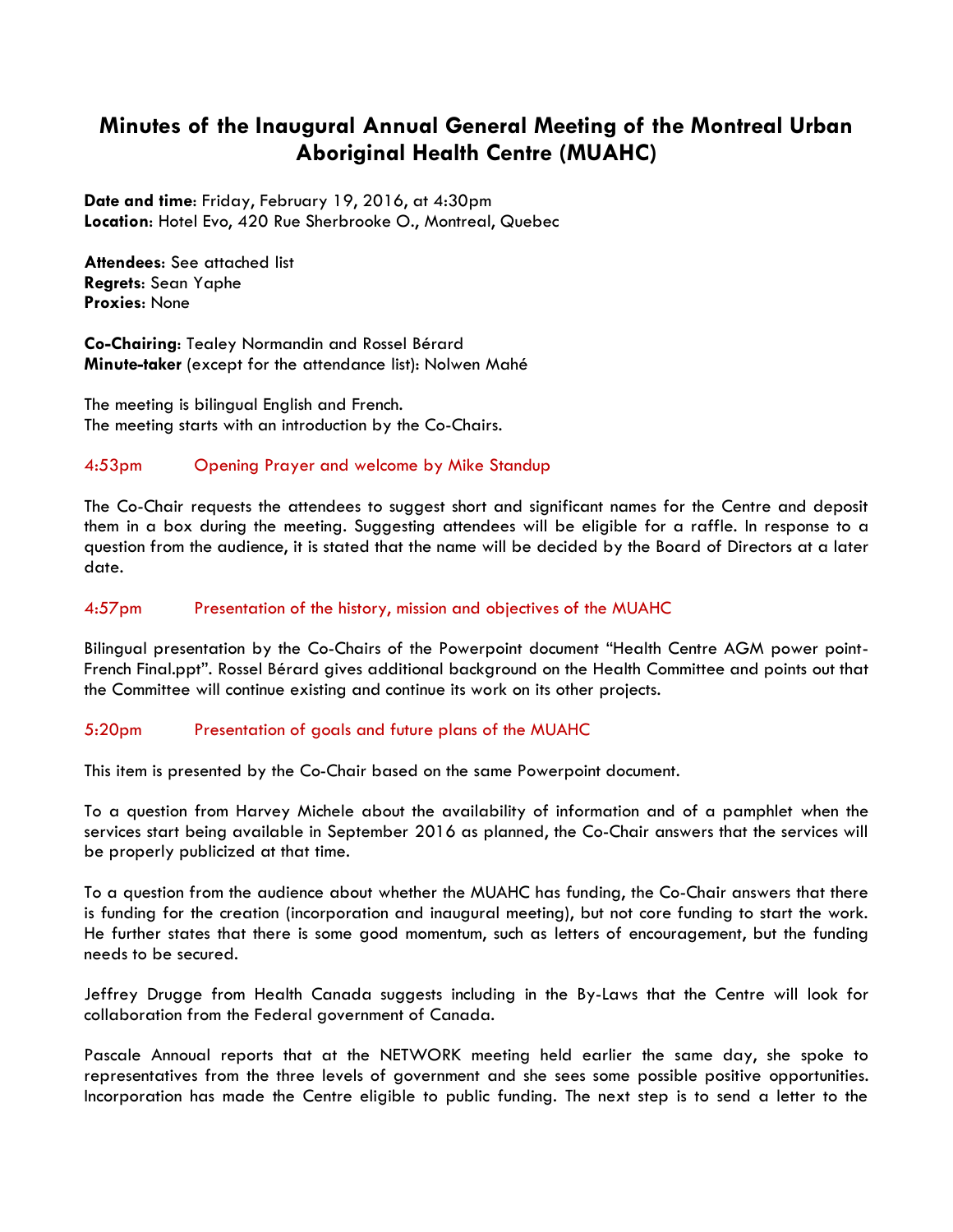# Minutes of the Inaugural Annual General Meeting of the Montreal Urban Aboriginal Health Centre (MUAHC)

**Date and time**: Friday, February 19, 2016, at 4:30pm
**Location**: Hotel Evo, 420 Rue Sherbrooke O., Montreal, Quebec

**Attendees**: See attached list
**Regrets**: Sean Yaphe
**Proxies**: None

**Co-Chairing**: Tealey Normandin and Rossel Bérard
**Minute-taker** (except for the attendance list): Nolwen Mahé

The meeting is bilingual English and French.
The meeting starts with an introduction by the Co-Chairs.

### 4:53pm Opening Prayer and welcome by Mike Standup

The Co-Chair requests the attendees to suggest short and significant names for the Centre and deposit them in a box during the meeting. Suggesting attendees will be eligible for a raffle. In response to a question from the audience, it is stated that the name will be decided by the Board of Directors at a later date.

### 4:57pm Presentation of the history, mission and objectives of the MUAHC

Bilingual presentation by the Co-Chairs of the Powerpoint document "Health Centre AGM power point-French Final.ppt". Rossel Bérard gives additional background on the Health Committee and points out that the Committee will continue existing and continue its work on its other projects.

### 5:20pm Presentation of goals and future plans of the MUAHC

This item is presented by the Co-Chair based on the same Powerpoint document.

To a question from Harvey Michele about the availability of information and of a pamphlet when the services start being available in September 2016 as planned, the Co-Chair answers that the services will be properly publicized at that time.

To a question from the audience about whether the MUAHC has funding, the Co-Chair answers that there is funding for the creation (incorporation and inaugural meeting), but not core funding to start the work. He further states that there is some good momentum, such as letters of encouragement, but the funding needs to be secured.

Jeffrey Drugge from Health Canada suggests including in the By-Laws that the Centre will look for collaboration from the Federal government of Canada.

Pascale Annoual reports that at the NETWORK meeting held earlier the same day, she spoke to representatives from the three levels of government and she sees some possible positive opportunities. Incorporation has made the Centre eligible to public funding. The next step is to send a letter to the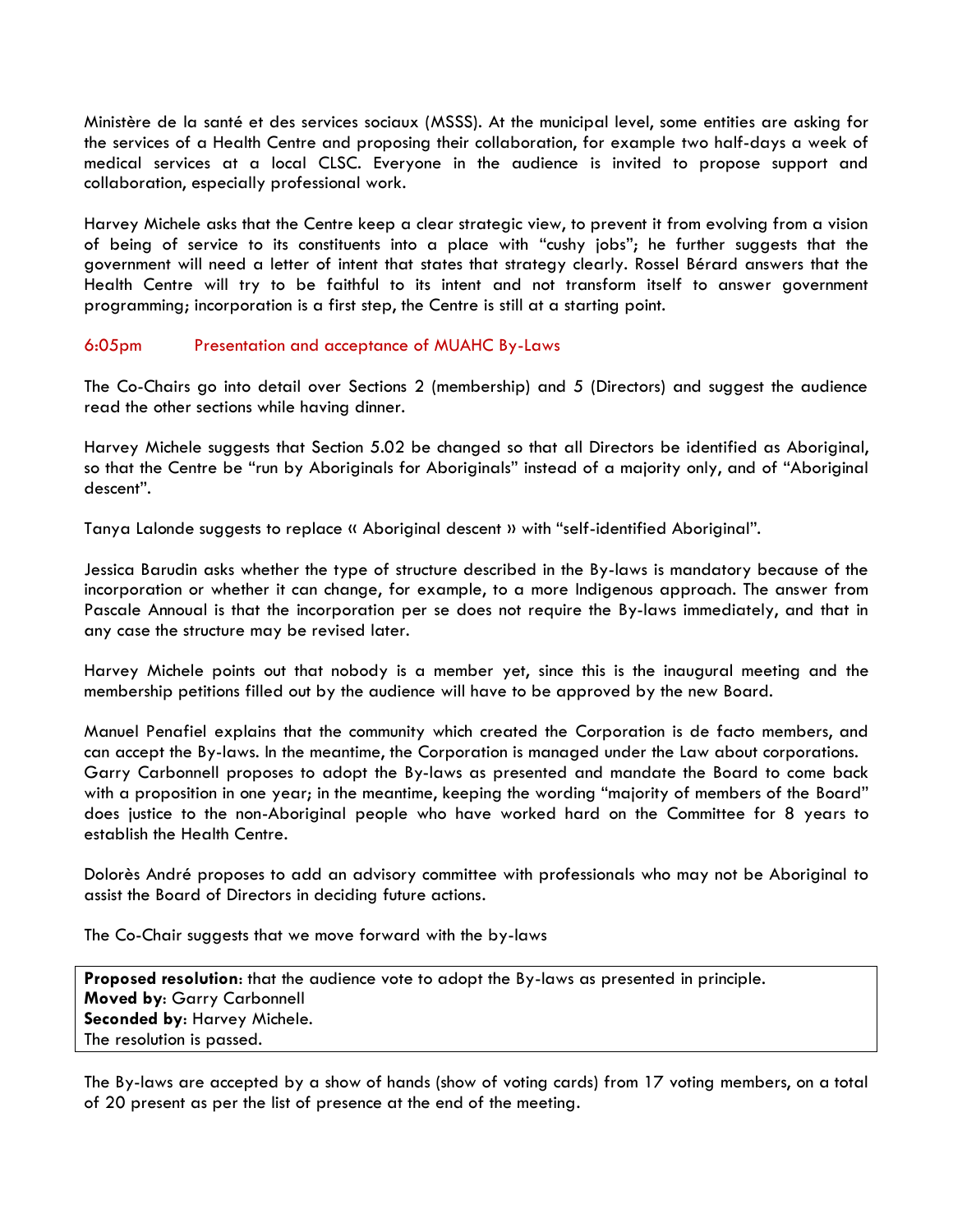Ministère de la santé et des services sociaux (MSSS). At the municipal level, some entities are asking for the services of a Health Centre and proposing their collaboration, for example two half-days a week of medical services at a local CLSC. Everyone in the audience is invited to propose support and collaboration, especially professional work.

Harvey Michele asks that the Centre keep a clear strategic view, to prevent it from evolving from a vision of being of service to its constituents into a place with "cushy jobs"; he further suggests that the government will need a letter of intent that states that strategy clearly. Rossel Bérard answers that the Health Centre will try to be faithful to its intent and not transform itself to answer government programming; incorporation is a first step, the Centre is still at a starting point.

### 6:05pm Presentation and acceptance of MUAHC By-Laws

The Co-Chairs go into detail over Sections 2 (membership) and 5 (Directors) and suggest the audience read the other sections while having dinner.

Harvey Michele suggests that Section 5.02 be changed so that all Directors be identified as Aboriginal, so that the Centre be "run by Aboriginals for Aboriginals" instead of a majority only, and of "Aboriginal descent".

Tanya Lalonde suggests to replace « Aboriginal descent » with "self-identified Aboriginal".

Jessica Barudin asks whether the type of structure described in the By-laws is mandatory because of the incorporation or whether it can change, for example, to a more Indigenous approach. The answer from Pascale Annoual is that the incorporation per se does not require the By-laws immediately, and that in any case the structure may be revised later.

Harvey Michele points out that nobody is a member yet, since this is the inaugural meeting and the membership petitions filled out by the audience will have to be approved by the new Board.

Manuel Penafiel explains that the community which created the Corporation is de facto members, and can accept the By-laws. In the meantime, the Corporation is managed under the Law about corporations.
Garry Carbonnell proposes to adopt the By-laws as presented and mandate the Board to come back with a proposition in one year; in the meantime, keeping the wording "majority of members of the Board" does justice to the non-Aboriginal people who have worked hard on the Committee for 8 years to establish the Health Centre.

Dolorès André proposes to add an advisory committee with professionals who may not be Aboriginal to assist the Board of Directors in deciding future actions.

The Co-Chair suggests that we move forward with the by-laws

**Proposed resolution**: that the audience vote to adopt the By-laws as presented in principle.
**Moved by**: Garry Carbonnell
**Seconded by**: Harvey Michele.
The resolution is passed.

The By-laws are accepted by a show of hands (show of voting cards) from 17 voting members, on a total of 20 present as per the list of presence at the end of the meeting.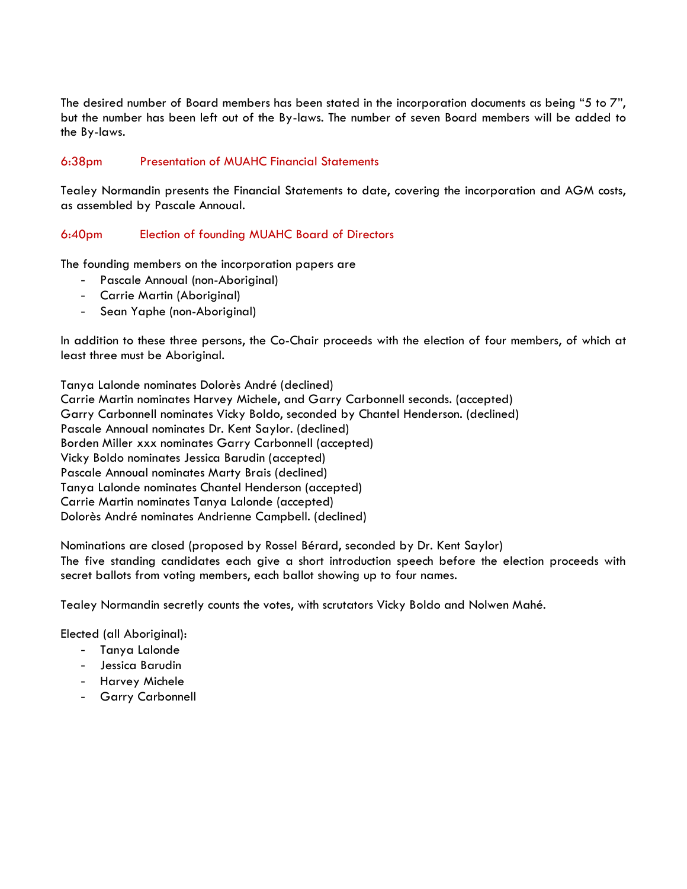The desired number of Board members has been stated in the incorporation documents as being "5 to 7", but the number has been left out of the By-laws. The number of seven Board members will be added to the By-laws.

## 6:38pm Presentation of MUAHC Financial Statements

Tealey Normandin presents the Financial Statements to date, covering the incorporation and AGM costs, as assembled by Pascale Annoual.

## 6:40pm Election of founding MUAHC Board of Directors

The founding members on the incorporation papers are

- Pascale Annoual (non-Aboriginal)
- Carrie Martin (Aboriginal)
- Sean Yaphe (non-Aboriginal)

In addition to these three persons, the Co-Chair proceeds with the election of four members, of which at least three must be Aboriginal.

Tanya Lalonde nominates Dolorès André (declined)
Carrie Martin nominates Harvey Michele, and Garry Carbonnell seconds. (accepted)
Garry Carbonnell nominates Vicky Boldo, seconded by Chantel Henderson. (declined)
Pascale Annoual nominates Dr. Kent Saylor. (declined)
Borden Miller xxx nominates Garry Carbonnell (accepted)
Vicky Boldo nominates Jessica Barudin (accepted)
Pascale Annoual nominates Marty Brais (declined)
Tanya Lalonde nominates Chantel Henderson (accepted)
Carrie Martin nominates Tanya Lalonde (accepted)
Dolorès André nominates Andrienne Campbell. (declined)

Nominations are closed (proposed by Rossel Bérard, seconded by Dr. Kent Saylor)
The five standing candidates each give a short introduction speech before the election proceeds with secret ballots from voting members, each ballot showing up to four names.

Tealey Normandin secretly counts the votes, with scrutators Vicky Boldo and Nolwen Mahé.

Elected (all Aboriginal):

- Tanya Lalonde
- Jessica Barudin
- Harvey Michele
- Garry Carbonnell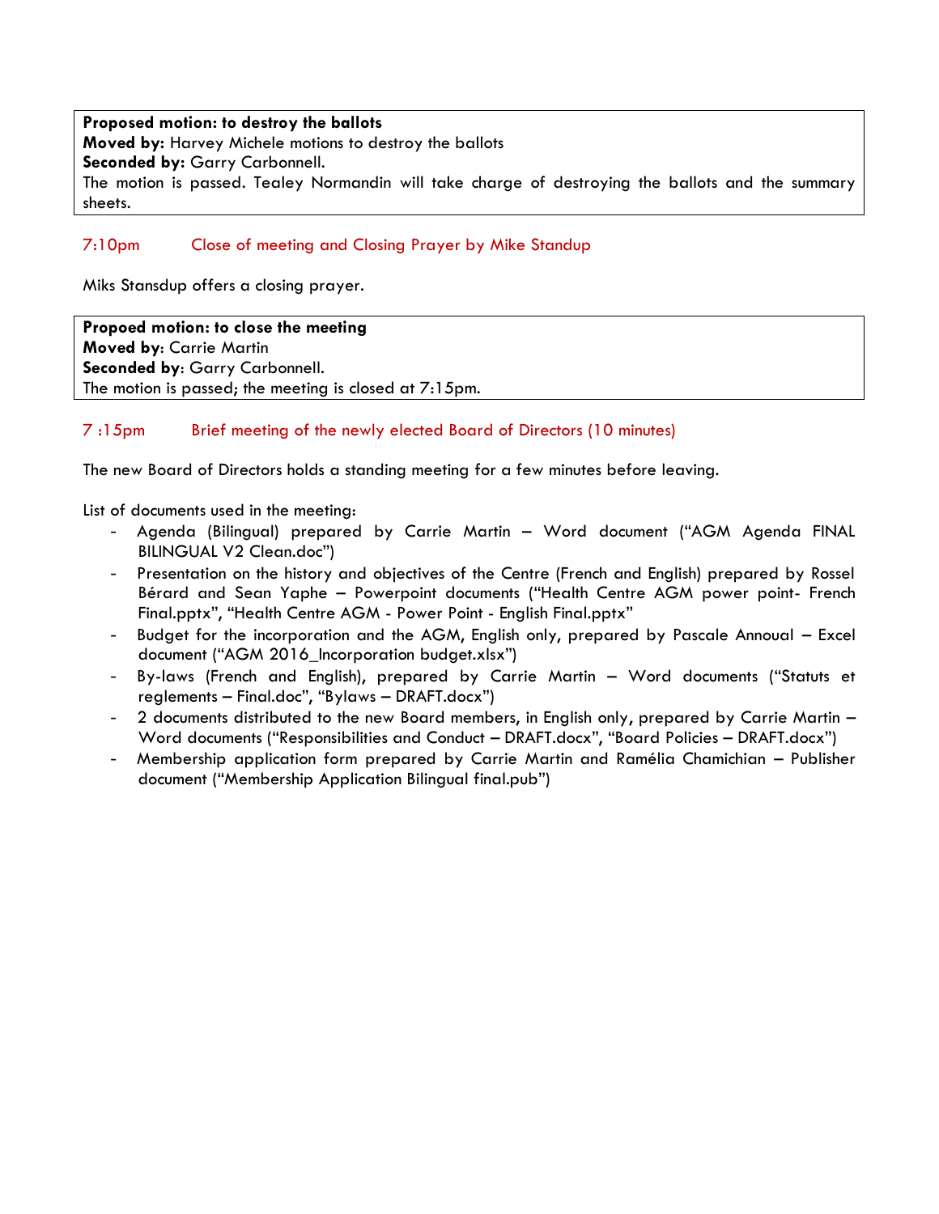**Proposed motion: to destroy the ballots**
**Moved by:** Harvey Michele motions to destroy the ballots
**Seconded by:** Garry Carbonnell.
The motion is passed. Tealey Normandin will take charge of destroying the ballots and the summary sheets.

## 7:10pm Close of meeting and Closing Prayer by Mike Standup

Miks Stansdup offers a closing prayer.

**Propoed motion: to close the meeting**
**Moved by**: Carrie Martin
**Seconded by**: Garry Carbonnell.
The motion is passed; the meeting is closed at 7:15pm.

## 7 :15pm Brief meeting of the newly elected Board of Directors (10 minutes)

The new Board of Directors holds a standing meeting for a few minutes before leaving.

List of documents used in the meeting:

- Agenda (Bilingual) prepared by Carrie Martin – Word document ("AGM Agenda FINAL BILINGUAL V2 Clean.doc")
- Presentation on the history and objectives of the Centre (French and English) prepared by Rossel Bérard and Sean Yaphe – Powerpoint documents ("Health Centre AGM power point- French Final.pptx", "Health Centre AGM - Power Point - English Final.pptx"
- Budget for the incorporation and the AGM, English only, prepared by Pascale Annoual – Excel document ("AGM 2016_Incorporation budget.xlsx")
- By-laws (French and English), prepared by Carrie Martin – Word documents ("Statuts et reglements – Final.doc", "Bylaws – DRAFT.docx")
- 2 documents distributed to the new Board members, in English only, prepared by Carrie Martin – Word documents ("Responsibilities and Conduct – DRAFT.docx", "Board Policies – DRAFT.docx")
- Membership application form prepared by Carrie Martin and Ramélia Chamichian – Publisher document ("Membership Application Bilingual final.pub")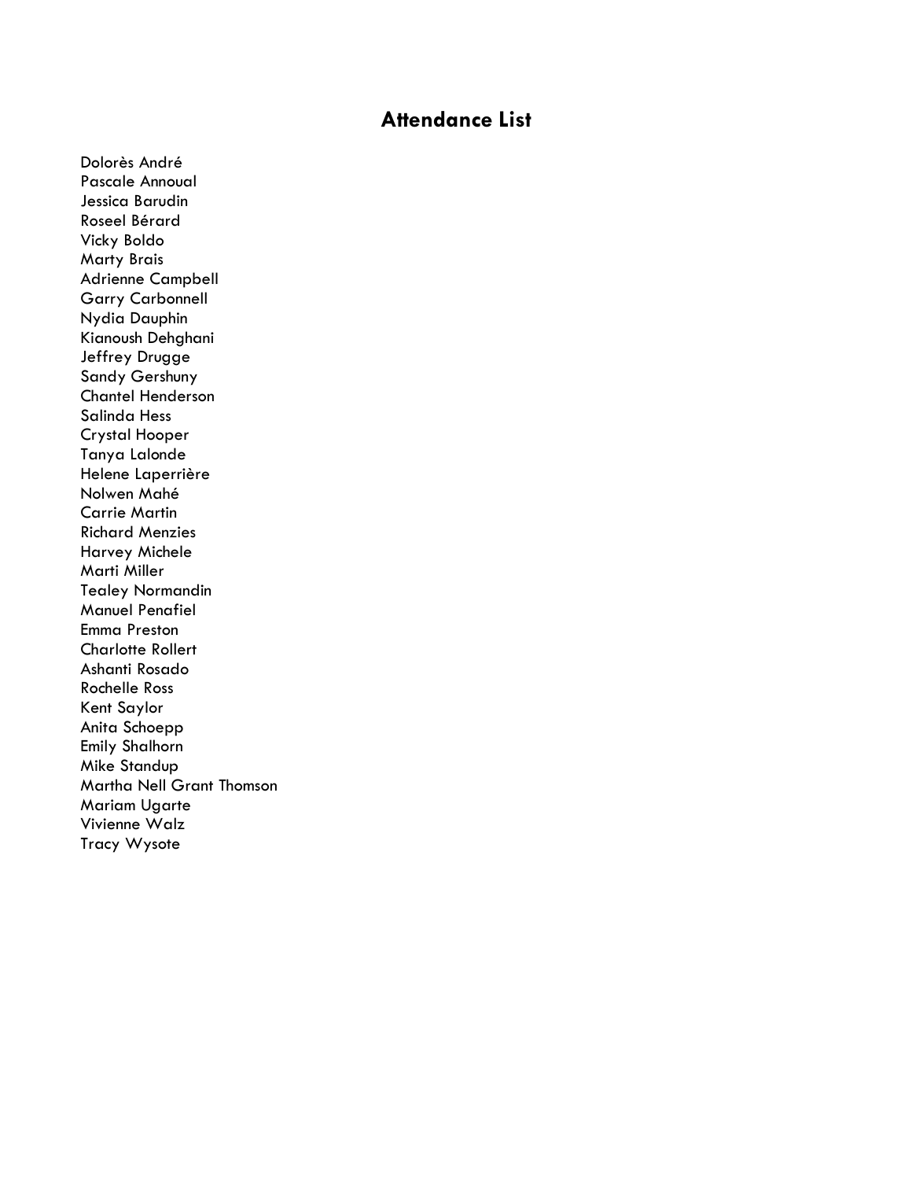## Attendance List

Dolorès André
Pascale Annoual
Jessica Barudin
Roseel Bérard
Vicky Boldo
Marty Brais
Adrienne Campbell
Garry Carbonnell
Nydia Dauphin
Kianoush Dehghani
Jeffrey Drugge
Sandy Gershuny
Chantel Henderson
Salinda Hess
Crystal Hooper
Tanya Lalonde
Helene Laperrière
Nolwen Mahé
Carrie Martin
Richard Menzies
Harvey Michele
Marti Miller
Tealey Normandin
Manuel Penafiel
Emma Preston
Charlotte Rollert
Ashanti Rosado
Rochelle Ross
Kent Saylor
Anita Schoepp
Emily Shalhorn
Mike Standup
Martha Nell Grant Thomson
Mariam Ugarte
Vivienne Walz
Tracy Wysote